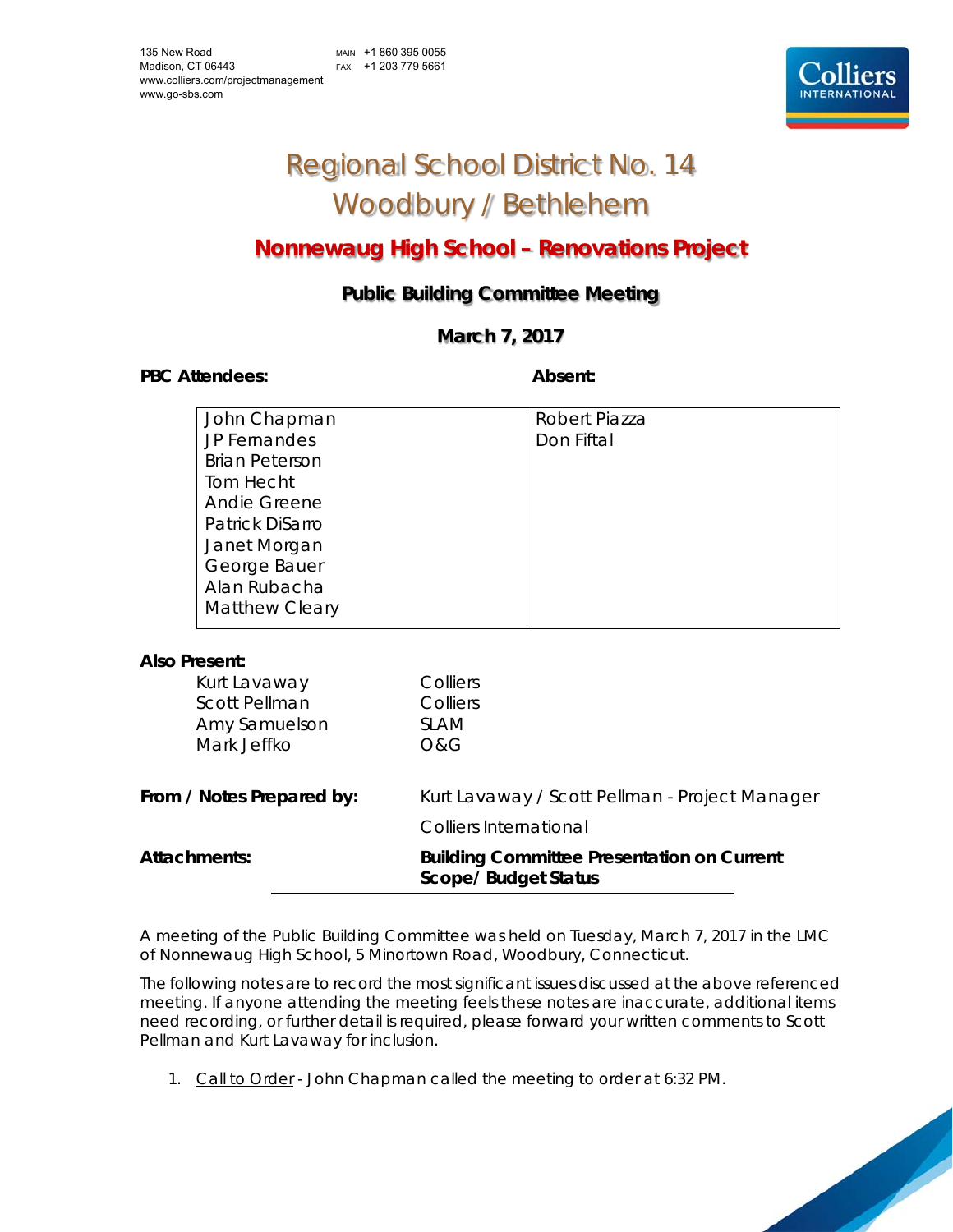135 New Road
Madison, CT 06443
www.colliers.com/projectmanagement
www.go-sbs.com

MAIN +1 860 395 0055
FAX +1 203 779 5661

# Regional School District No. 14
# Woodbury / Bethlehem

## Nonnewaug High School – Renovations Project

### Public Building Committee Meeting

### March 7, 2017

**PBC Attendees:** **Absent:**

| PBC Attendees | Absent |
|---|---|
| John Chapman | Robert Piazza |
| JP Fernandes | Don Fiftal |
| Brian Peterson | |
| Tom Hecht | |
| Andie Greene | |
| Patrick DiSarro | |
| Janet Morgan | |
| George Bauer | |
| Alan Rubacha | |
| Matthew Cleary | |

**Also Present:**

| | |
|---|---|
| Kurt Lavaway | Colliers |
| Scott Pellman | Colliers |
| Amy Samuelson | SLAM |
| Mark Jeffko | O&G |

**From / Notes Prepared by:** Kurt Lavaway / Scott Pellman - Project Manager
Colliers International

**Attachments:** **Building Committee Presentation on Current Scope/ Budget Status**

A meeting of the Public Building Committee was held on Tuesday, March 7, 2017 in the LMC of Nonnewaug High School, 5 Minortown Road, Woodbury, Connecticut.

The following notes are to record the most significant issues discussed at the above referenced meeting. If anyone attending the meeting feels these notes are inaccurate, additional items need recording, or further detail is required, please forward your written comments to Scott Pellman and Kurt Lavaway for inclusion.

1. Call to Order - John Chapman called the meeting to order at 6:32 PM.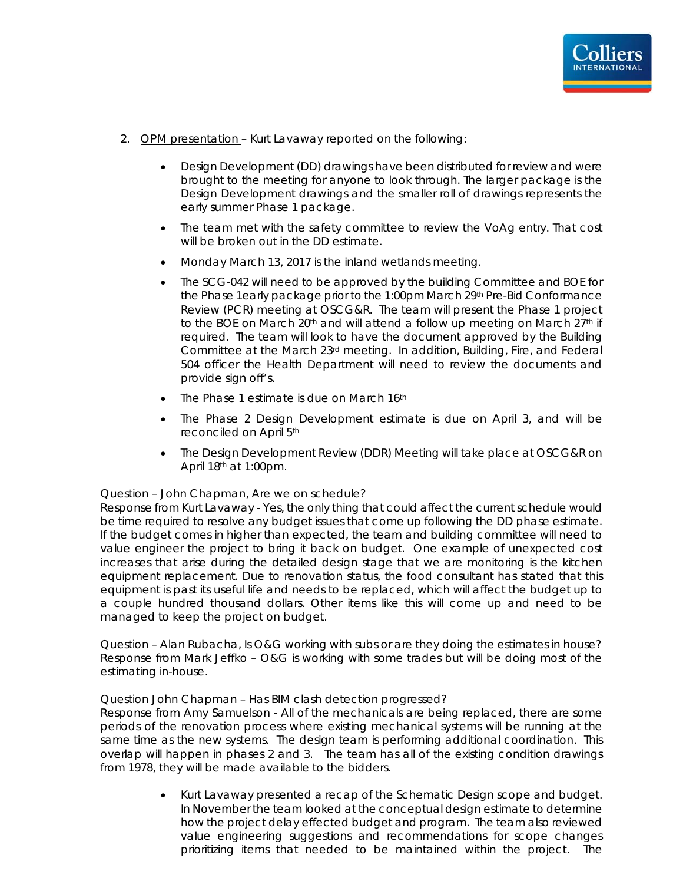2. <u>OPM presentation</u> – Kurt Lavaway reported on the following:

   - Design Development (DD) drawings have been distributed for review and were brought to the meeting for anyone to look through. The larger package is the Design Development drawings and the smaller roll of drawings represents the early summer Phase 1 package.
   - The team met with the safety committee to review the VoAg entry. That cost will be broken out in the DD estimate.
   - Monday March 13, 2017 is the inland wetlands meeting.
   - The SCG-042 will need to be approved by the building Committee and BOE for the Phase 1early package prior to the 1:00pm March 29th Pre-Bid Conformance Review (PCR) meeting at OSCG&R. The team will present the Phase 1 project to the BOE on March 20th and will attend a follow up meeting on March 27th if required. The team will look to have the document approved by the Building Committee at the March 23rd meeting. In addition, Building, Fire, and Federal 504 officer the Health Department will need to review the documents and provide sign off's.
   - The Phase 1 estimate is due on March 16th
   - The Phase 2 Design Development estimate is due on April 3, and will be reconciled on April 5th
   - The Design Development Review (DDR) Meeting will take place at OSCG&R on April 18th at 1:00pm.

Question – John Chapman, Are we on schedule?
Response from Kurt Lavaway - Yes, the only thing that could affect the current schedule would be time required to resolve any budget issues that come up following the DD phase estimate. If the budget comes in higher than expected, the team and building committee will need to value engineer the project to bring it back on budget. One example of unexpected cost increases that arise during the detailed design stage that we are monitoring is the kitchen equipment replacement. Due to renovation status, the food consultant has stated that this equipment is past its useful life and needs to be replaced, which will affect the budget up to a couple hundred thousand dollars. Other items like this will come up and need to be managed to keep the project on budget.

Question – Alan Rubacha, Is O&G working with subs or are they doing the estimates in house?
Response from Mark Jeffko – O&G is working with some trades but will be doing most of the estimating in-house.

Question John Chapman – Has BIM clash detection progressed?
Response from Amy Samuelson - All of the mechanicals are being replaced, there are some periods of the renovation process where existing mechanical systems will be running at the same time as the new systems. The design team is performing additional coordination. This overlap will happen in phases 2 and 3. The team has all of the existing condition drawings from 1978, they will be made available to the bidders.

- Kurt Lavaway presented a recap of the Schematic Design scope and budget. In November the team looked at the conceptual design estimate to determine how the project delay effected budget and program. The team also reviewed value engineering suggestions and recommendations for scope changes prioritizing items that needed to be maintained within the project. The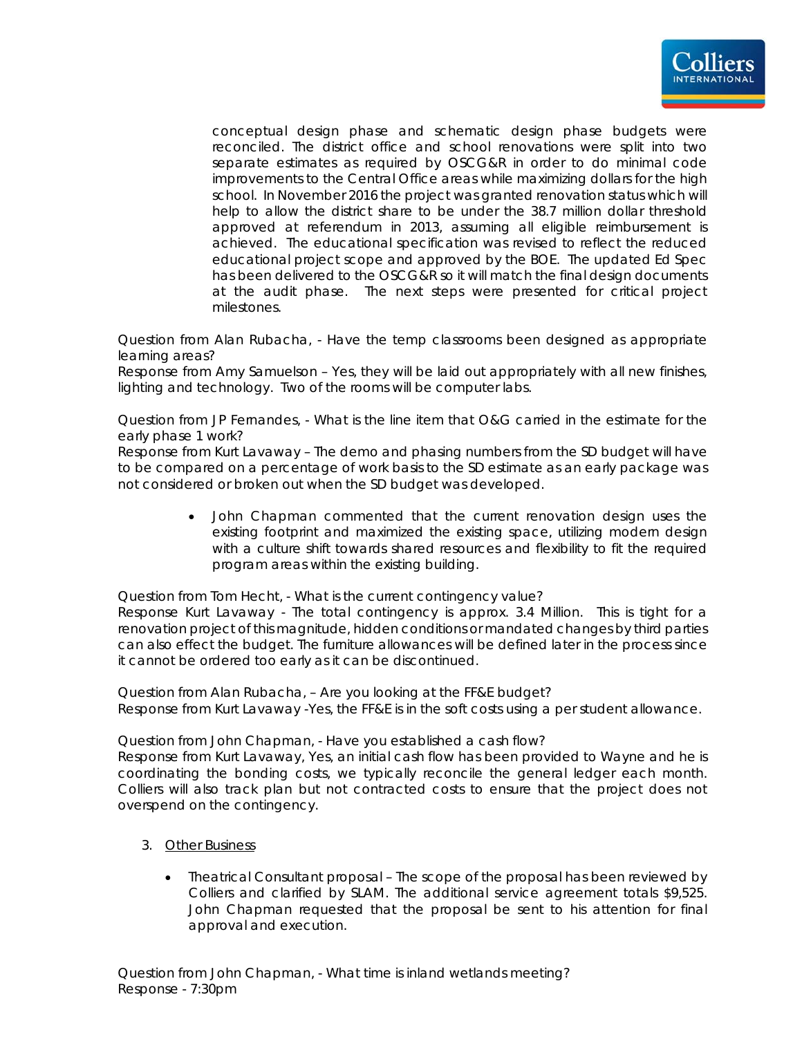conceptual design phase and schematic design phase budgets were reconciled. The district office and school renovations were split into two separate estimates as required by OSCG&R in order to do minimal code improvements to the Central Office areas while maximizing dollars for the high school. In November 2016 the project was granted renovation status which will help to allow the district share to be under the 38.7 million dollar threshold approved at referendum in 2013, assuming all eligible reimbursement is achieved. The educational specification was revised to reflect the reduced educational project scope and approved by the BOE. The updated Ed Spec has been delivered to the OSCG&R so it will match the final design documents at the audit phase. The next steps were presented for critical project milestones.

Question from Alan Rubacha, - Have the temp classrooms been designed as appropriate learning areas?
Response from Amy Samuelson – Yes, they will be laid out appropriately with all new finishes, lighting and technology. Two of the rooms will be computer labs.

Question from JP Fernandes, - What is the line item that O&G carried in the estimate for the early phase 1 work?
Response from Kurt Lavaway – The demo and phasing numbers from the SD budget will have to be compared on a percentage of work basis to the SD estimate as an early package was not considered or broken out when the SD budget was developed.

- John Chapman commented that the current renovation design uses the existing footprint and maximized the existing space, utilizing modern design with a culture shift towards shared resources and flexibility to fit the required program areas within the existing building.

Question from Tom Hecht, - What is the current contingency value?
Response Kurt Lavaway - The total contingency is approx. 3.4 Million. This is tight for a renovation project of this magnitude, hidden conditions or mandated changes by third parties can also effect the budget. The furniture allowances will be defined later in the process since it cannot be ordered too early as it can be discontinued.

Question from Alan Rubacha, – Are you looking at the FF&E budget?
Response from Kurt Lavaway -Yes, the FF&E is in the soft costs using a per student allowance.

Question from John Chapman, - Have you established a cash flow?
Response from Kurt Lavaway, Yes, an initial cash flow has been provided to Wayne and he is coordinating the bonding costs, we typically reconcile the general ledger each month. Colliers will also track plan but not contracted costs to ensure that the project does not overspend on the contingency.

3. Other Business

- Theatrical Consultant proposal – The scope of the proposal has been reviewed by Colliers and clarified by SLAM. The additional service agreement totals $9,525. John Chapman requested that the proposal be sent to his attention for final approval and execution.

Question from John Chapman, - What time is inland wetlands meeting?
Response - 7:30pm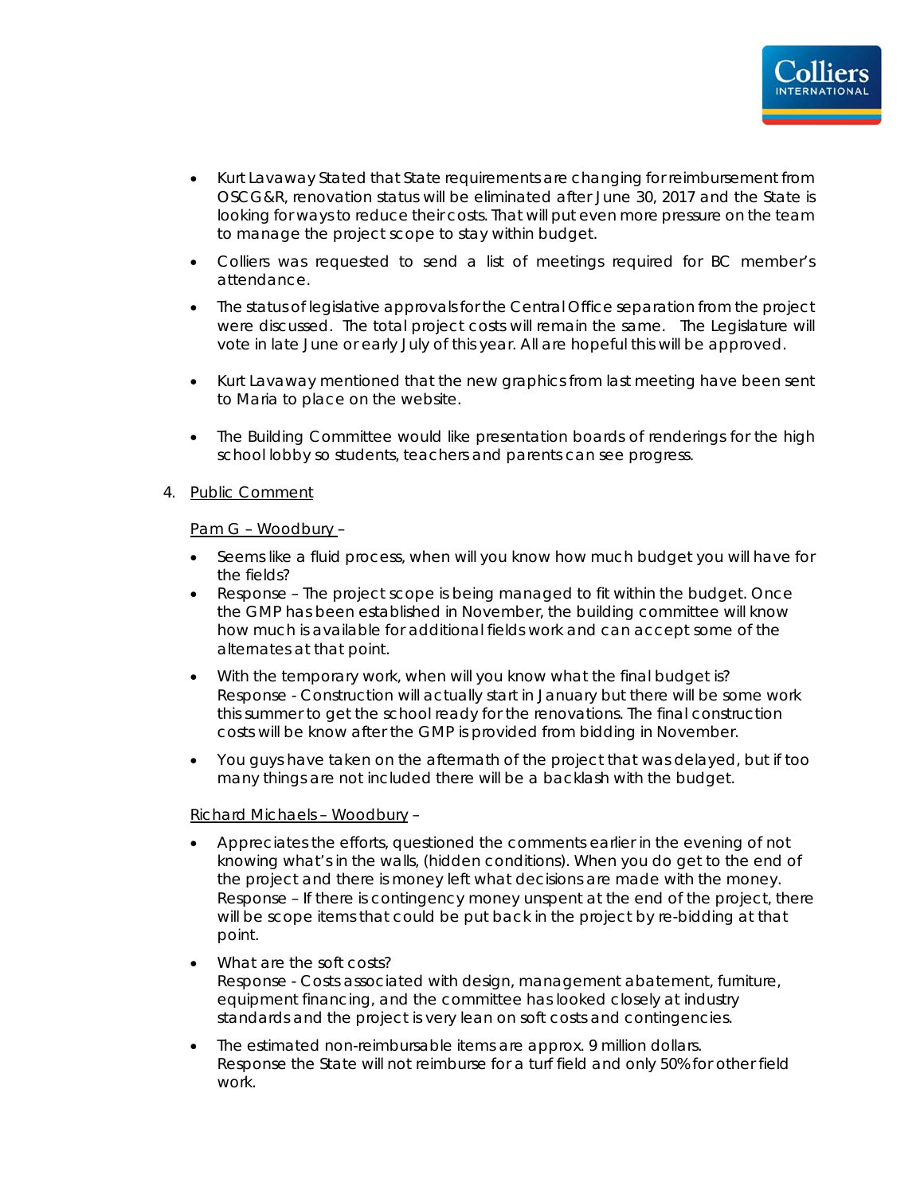- Kurt Lavaway Stated that State requirements are changing for reimbursement from OSCG&R, renovation status will be eliminated after June 30, 2017 and the State is looking for ways to reduce their costs. That will put even more pressure on the team to manage the project scope to stay within budget.
- Colliers was requested to send a list of meetings required for BC member's attendance.
- The status of legislative approvals for the Central Office separation from the project were discussed. The total project costs will remain the same. The Legislature will vote in late June or early July of this year. All are hopeful this will be approved.
- Kurt Lavaway mentioned that the new graphics from last meeting have been sent to Maria to place on the website.
- The Building Committee would like presentation boards of renderings for the high school lobby so students, teachers and parents can see progress.

4. <u>Public Comment</u>

<u>Pam G – Woodbury</u> –

- Seems like a fluid process, when will you know how much budget you will have for the fields?
- Response – The project scope is being managed to fit within the budget. Once the GMP has been established in November, the building committee will know how much is available for additional fields work and can accept some of the alternates at that point.
- With the temporary work, when will you know what the final budget is? Response - Construction will actually start in January but there will be some work this summer to get the school ready for the renovations. The final construction costs will be know after the GMP is provided from bidding in November.
- You guys have taken on the aftermath of the project that was delayed, but if too many things are not included there will be a backlash with the budget.

<u>Richard Michaels – Woodbury</u> –

- Appreciates the efforts, questioned the comments earlier in the evening of not knowing what's in the walls, (hidden conditions). When you do get to the end of the project and there is money left what decisions are made with the money. Response – If there is contingency money unspent at the end of the project, there will be scope items that could be put back in the project by re-bidding at that point.
- What are the soft costs? Response - Costs associated with design, management abatement, furniture, equipment financing, and the committee has looked closely at industry standards and the project is very lean on soft costs and contingencies.
- The estimated non-reimbursable items are approx. 9 million dollars. Response the State will not reimburse for a turf field and only 50% for other field work.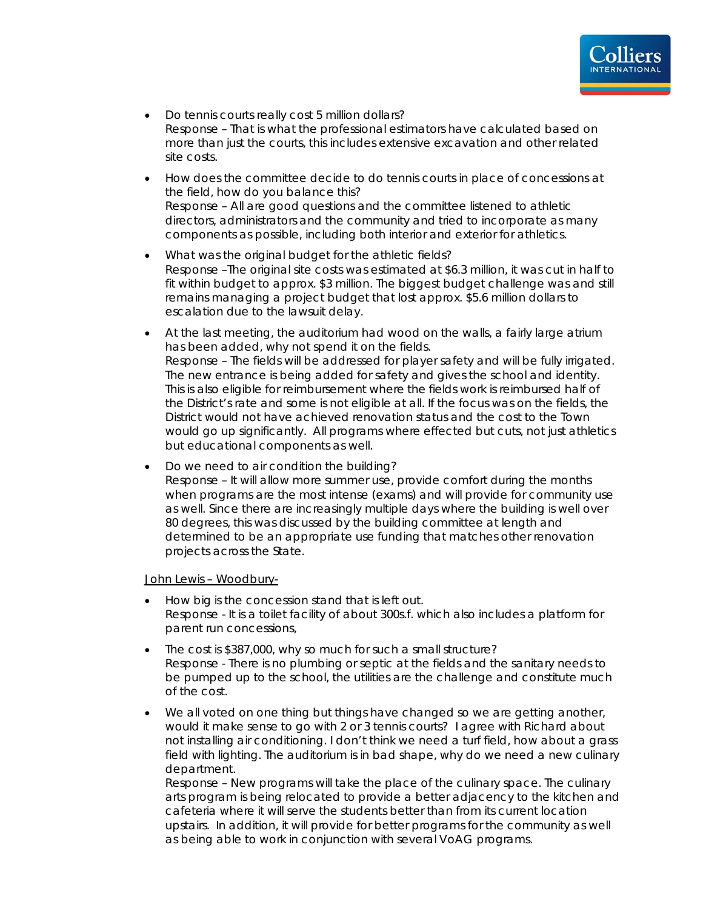- Do tennis courts really cost 5 million dollars?
  Response – That is what the professional estimators have calculated based on more than just the courts, this includes extensive excavation and other related site costs.

- How does the committee decide to do tennis courts in place of concessions at the field, how do you balance this?
  Response – All are good questions and the committee listened to athletic directors, administrators and the community and tried to incorporate as many components as possible, including both interior and exterior for athletics.

- What was the original budget for the athletic fields?
  Response –The original site costs was estimated at $6.3 million, it was cut in half to fit within budget to approx. $3 million. The biggest budget challenge was and still remains managing a project budget that lost approx. $5.6 million dollars to escalation due to the lawsuit delay.

- At the last meeting, the auditorium had wood on the walls, a fairly large atrium has been added, why not spend it on the fields.
  Response – The fields will be addressed for player safety and will be fully irrigated. The new entrance is being added for safety and gives the school and identity. This is also eligible for reimbursement where the fields work is reimbursed half of the District's rate and some is not eligible at all. If the focus was on the fields, the District would not have achieved renovation status and the cost to the Town would go up significantly. All programs where effected but cuts, not just athletics but educational components as well.

- Do we need to air condition the building?
  Response – It will allow more summer use, provide comfort during the months when programs are the most intense (exams) and will provide for community use as well. Since there are increasingly multiple days where the building is well over 80 degrees, this was discussed by the building committee at length and determined to be an appropriate use funding that matches other renovation projects across the State.

<u>John Lewis – Woodbury-</u>

- How big is the concession stand that is left out.
  Response - It is a toilet facility of about 300s.f. which also includes a platform for parent run concessions,

- The cost is $387,000, why so much for such a small structure?
  Response - There is no plumbing or septic at the fields and the sanitary needs to be pumped up to the school, the utilities are the challenge and constitute much of the cost.

- We all voted on one thing but things have changed so we are getting another, would it make sense to go with 2 or 3 tennis courts? I agree with Richard about not installing air conditioning. I don't think we need a turf field, how about a grass field with lighting. The auditorium is in bad shape, why do we need a new culinary department.
  Response – New programs will take the place of the culinary space. The culinary arts program is being relocated to provide a better adjacency to the kitchen and cafeteria where it will serve the students better than from its current location upstairs. In addition, it will provide for better programs for the community as well as being able to work in conjunction with several VoAG programs.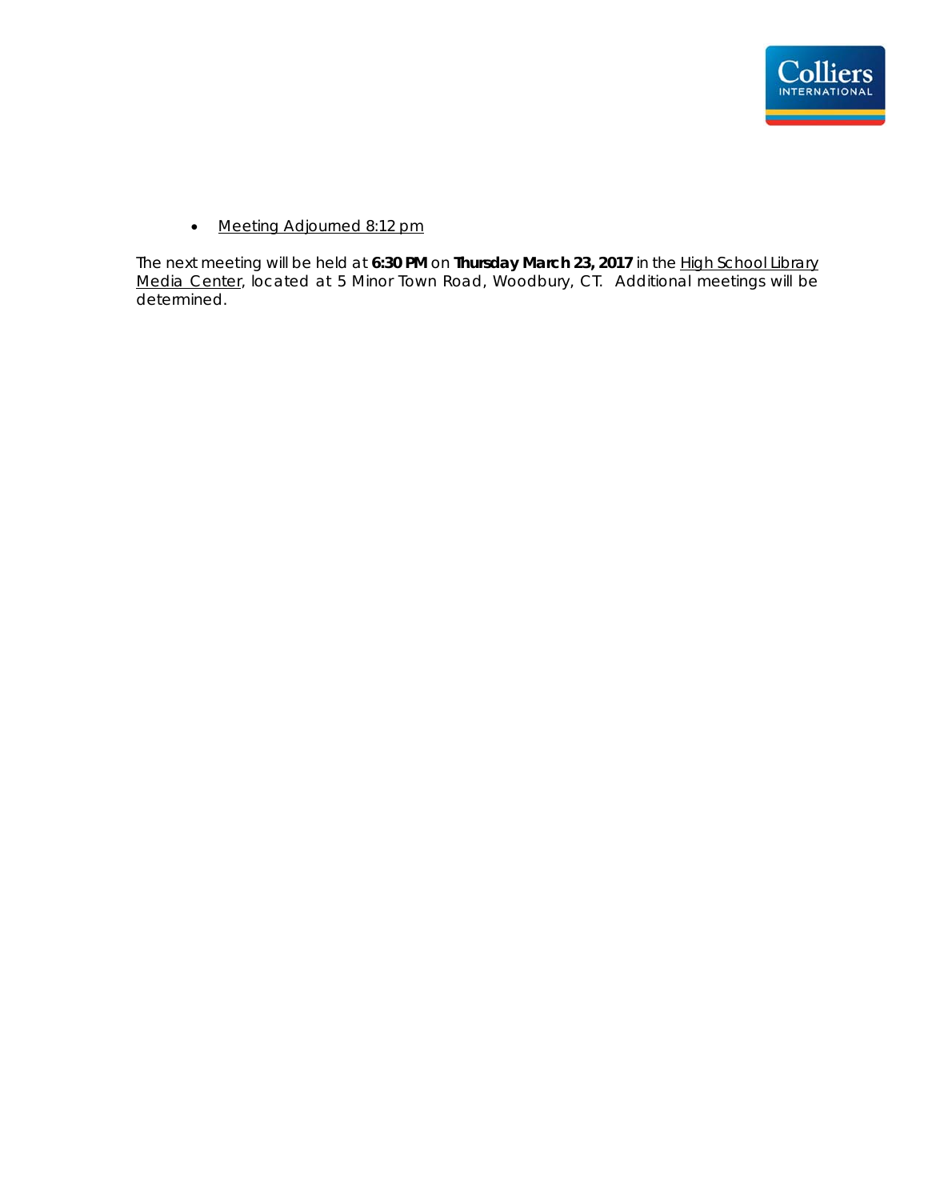- <u>Meeting Adjourned 8:12 pm</u>

The next meeting will be held at **6:30 PM** on **Thursday March 23, 2017** in the <u>High School Library Media Center</u>, located at 5 Minor Town Road, Woodbury, CT. Additional meetings will be determined.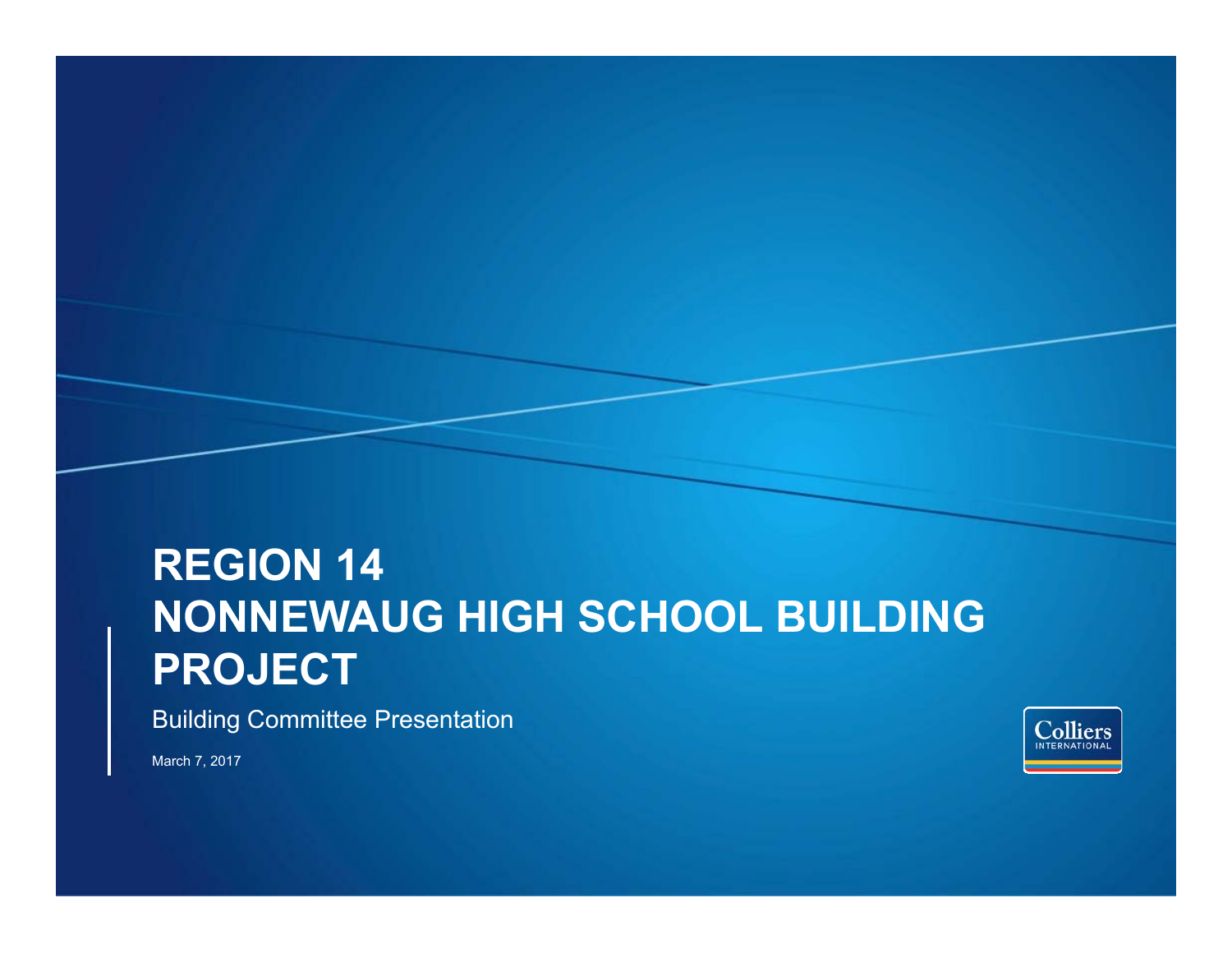# REGION 14
# NONNEWAUG HIGH SCHOOL BUILDING PROJECT

Building Committee Presentation

March 7, 2017

Colliers INTERNATIONAL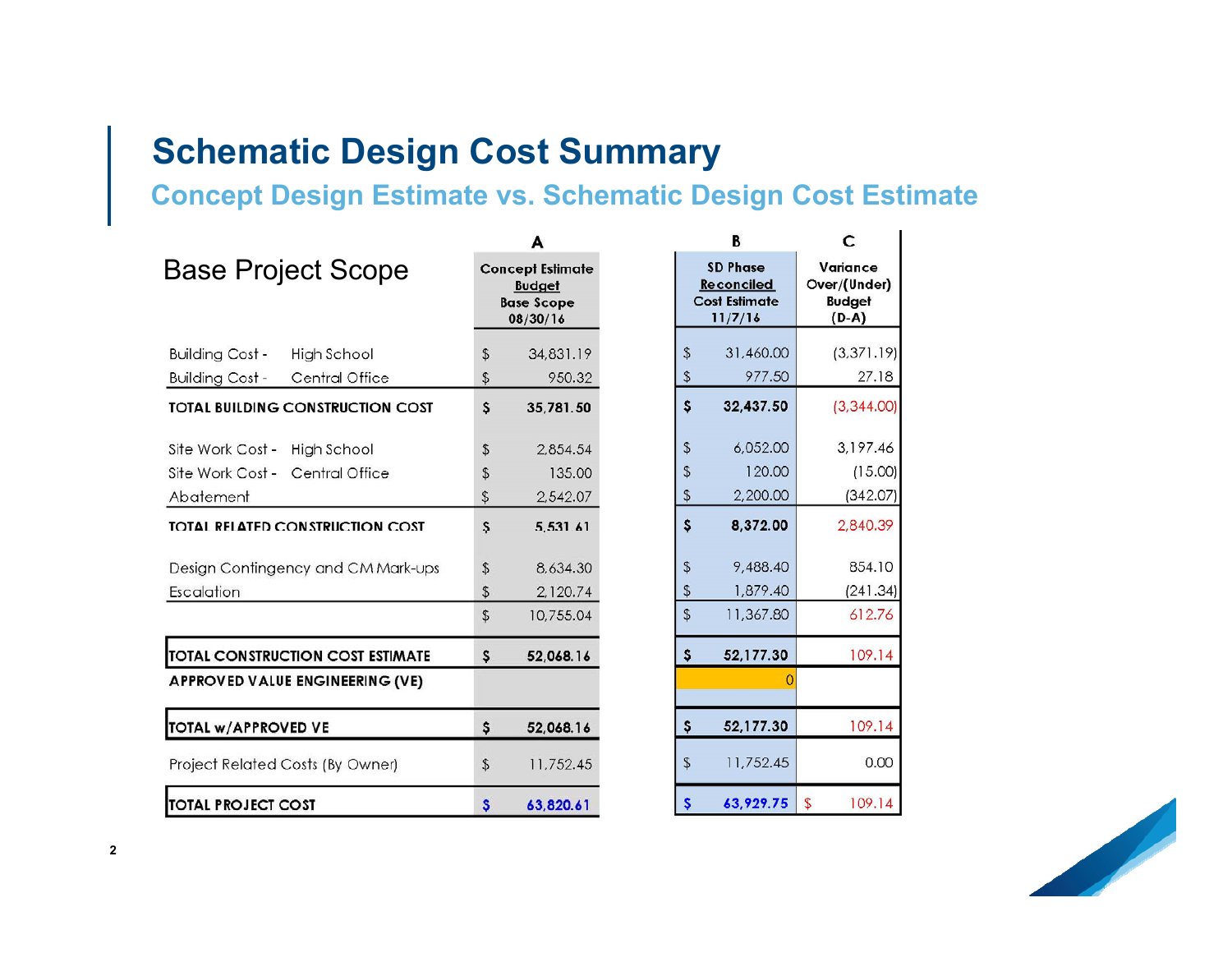# Schematic Design Cost Summary

## Concept Design Estimate vs. Schematic Design Cost Estimate

| Base Project Scope | | A<br>Concept Estimate Budget Base Scope 08/30/16 | B<br>SD Phase Reconciled Cost Estimate 11/7/16 | C<br>Variance Over/(Under) Budget (D-A) |
|---|---|---|---|---|
| Building Cost - | High School | $ 34,831.19 | $ 31,460.00 | (3,371.19) |
| Building Cost - | Central Office | $ 950.32 | $ 977.50 | 27.18 |
| **TOTAL BUILDING CONSTRUCTION COST** | | **$ 35,781.50** | **$ 32,437.50** | (3,344.00) |
| Site Work Cost - | High School | $ 2,854.54 | $ 6,052.00 | 3,197.46 |
| Site Work Cost - | Central Office | $ 135.00 | $ 120.00 | (15.00) |
| Abatement | | $ 2,542.07 | $ 2,200.00 | (342.07) |
| **TOTAL RELATED CONSTRUCTION COST** | | **$ 5,531.61** | **$ 8,372.00** | 2,840.39 |
| Design Contingency and CM Mark-ups | | $ 8,634.30 | $ 9,488.40 | 854.10 |
| Escalation | | $ 2,120.74 | $ 1,879.40 | (241.34) |
| | | $ 10,755.04 | $ 11,367.80 | 612.76 |
| **TOTAL CONSTRUCTION COST ESTIMATE** | | **$ 52,068.16** | **$ 52,177.30** | 109.14 |
| **APPROVED VALUE ENGINEERING (VE)** | | | 0 | |
| **TOTAL w/APPROVED VE** | | **$ 52,068.16** | **$ 52,177.30** | 109.14 |
| Project Related Costs (By Owner) | | $ 11,752.45 | $ 11,752.45 | 0.00 |
| **TOTAL PROJECT COST** | | **$ 63,820.61** | **$ 63,929.75** | $ 109.14 |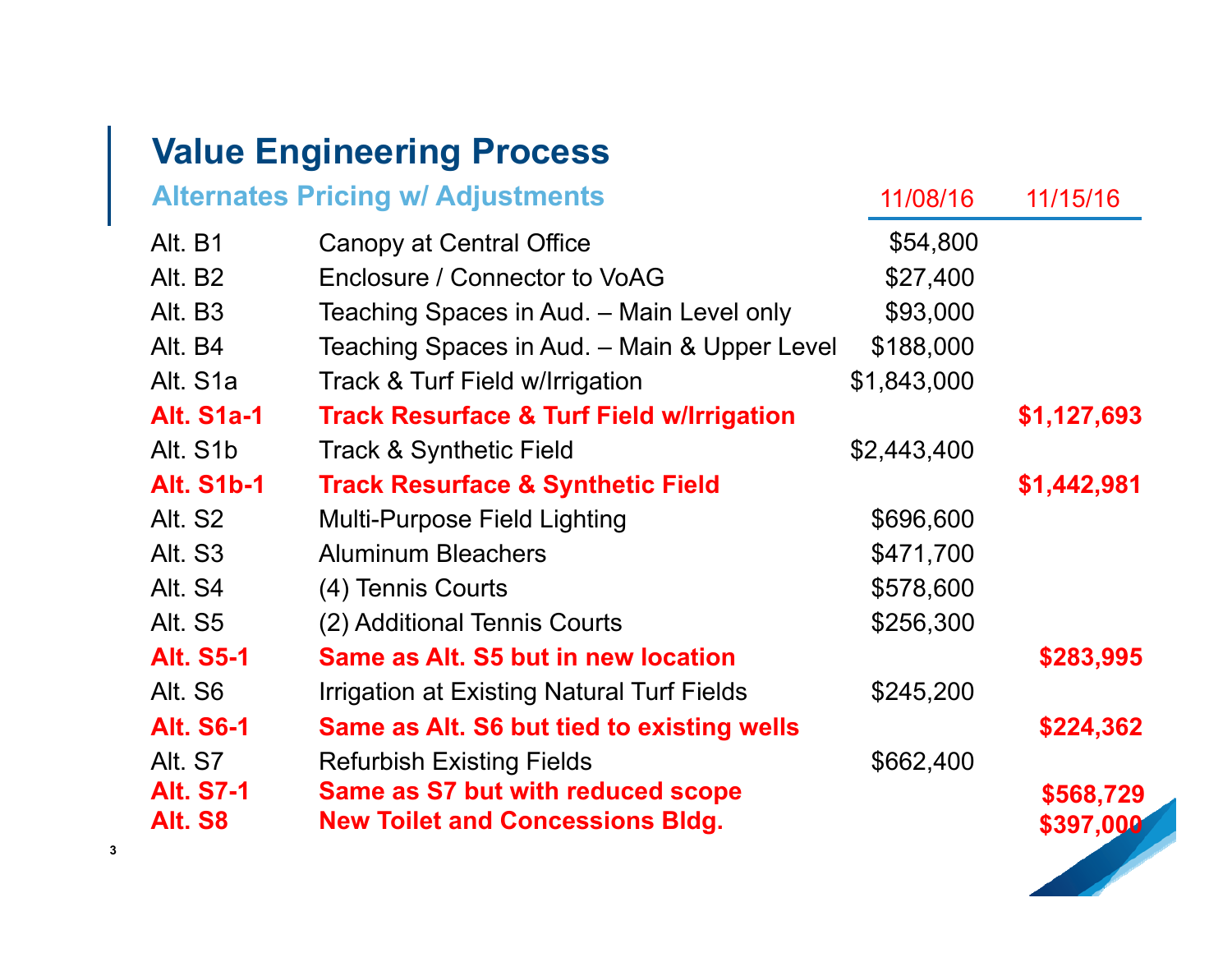# Value Engineering Process

## Alternates Pricing w/ Adjustments

| | | 11/08/16 | 11/15/16 |
|---|---|---|---|
| Alt. B1 | Canopy at Central Office | $54,800 | |
| Alt. B2 | Enclosure / Connector to VoAG | $27,400 | |
| Alt. B3 | Teaching Spaces in Aud. – Main Level only | $93,000 | |
| Alt. B4 | Teaching Spaces in Aud. – Main & Upper Level | $188,000 | |
| Alt. S1a | Track & Turf Field w/Irrigation | $1,843,000 | |
| **Alt. S1a-1** | **Track Resurface & Turf Field w/Irrigation** | | **$1,127,693** |
| Alt. S1b | Track & Synthetic Field | $2,443,400 | |
| **Alt. S1b-1** | **Track Resurface & Synthetic Field** | | **$1,442,981** |
| Alt. S2 | Multi-Purpose Field Lighting | $696,600 | |
| Alt. S3 | Aluminum Bleachers | $471,700 | |
| Alt. S4 | (4) Tennis Courts | $578,600 | |
| Alt. S5 | (2) Additional Tennis Courts | $256,300 | |
| **Alt. S5-1** | **Same as Alt. S5 but in new location** | | **$283,995** |
| Alt. S6 | Irrigation at Existing Natural Turf Fields | $245,200 | |
| **Alt. S6-1** | **Same as Alt. S6 but tied to existing wells** | | **$224,362** |
| Alt. S7 | Refurbish Existing Fields | $662,400 | |
| **Alt. S7-1** | **Same as S7 but with reduced scope** | | **$568,729** |
| **Alt. S8** | **New Toilet and Concessions Bldg.** | | **$397,000** |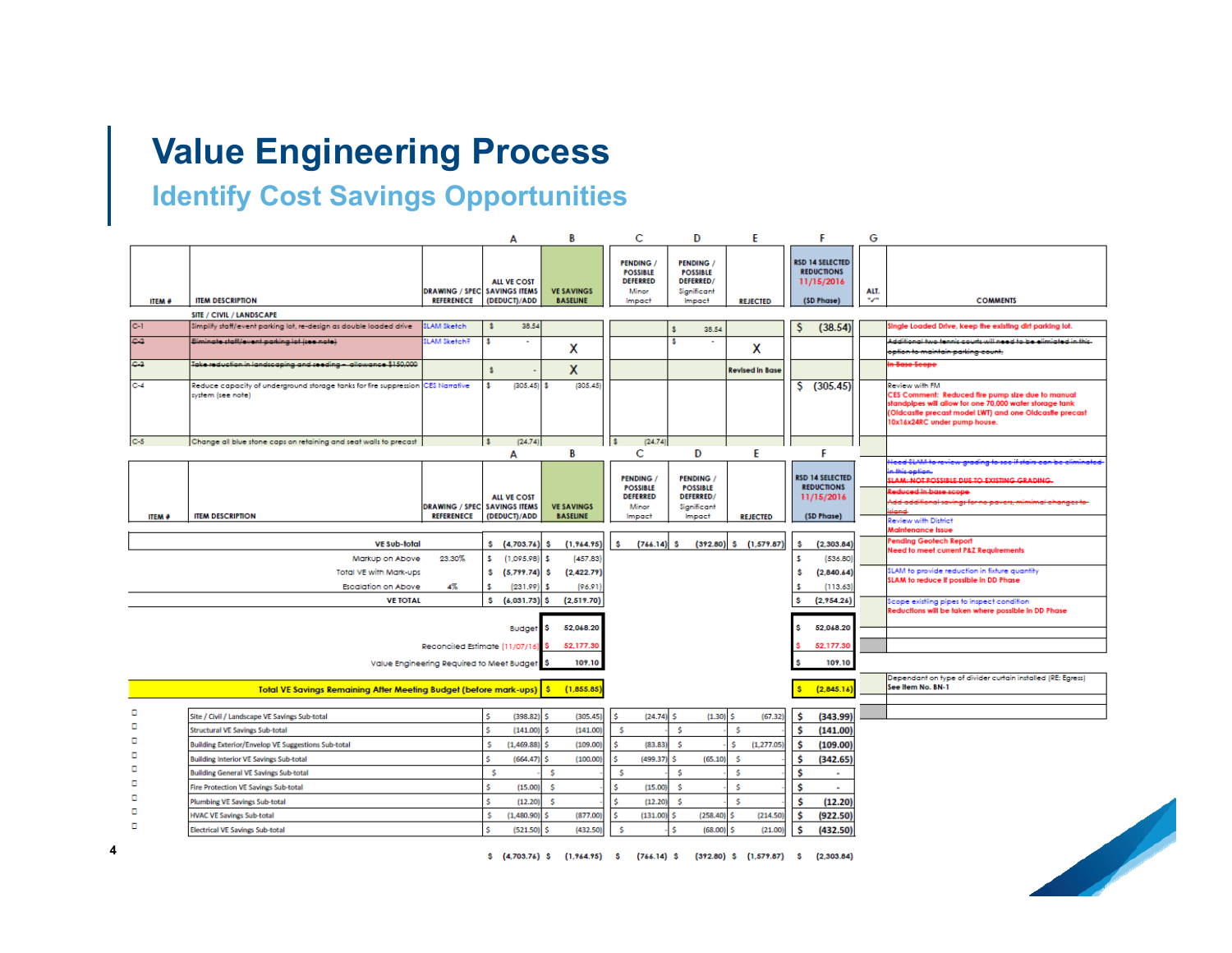# Value Engineering Process

## Identify Cost Savings Opportunities

| ITEM # | ITEM DESCRIPTION | DRAWING / SPEC REFERENCE | A<br>ALL VE COST SAVINGS ITEMS (DEDUCT)/ADD | B<br>VE SAVINGS BASELINE | C<br>PENDING / POSSIBLE DEFERRED Minor Impact | D<br>PENDING / POSSIBLE DEFERRED/ Significant Impact | E<br>REJECTED | F<br>RSD 14 SELECTED REDUCTIONS 11/15/2016 (SD Phase) | G<br>ALT. "✓" | COMMENTS |
|---|---|---|---|---|---|---|---|---|---|---|
| | SITE / CIVIL / LANDSCAPE | | | | | | | | | |
| C-1 | Simplify staff/event parking lot, re-design as double loaded drive | SLAM Sketch | $ 38.54 | | | $ 38.54 | | $ (38.54) | | Single Loaded Drive, keep the existing dirt parking lot. |
| ~~C-2~~ | ~~Eliminate staff/event parking lot (see note)~~ | SLAM Sketch? | $ - | X | | $ - | X | | | ~~Additional two tennis courts will need to be elimiated in this option to maintain parking count.~~ |
| ~~C-3~~ | ~~Take reduction in landscaping and seeding – allowance $150,000~~ | | $ - | X | | | Revised in Base | | | ~~In Base Scope~~ |
| C-4 | Reduce capacity of underground storage tanks for fire suppression system (see note) | CES Narrative | $ (305.45) | $ (305.45) | | | | $ (305.45) | | Review with FM<br>CES Comment: Reduced fire pump size due to manual standpipes will allow for one 70,000 water storage tank (Oldcastle precast model LWT) and one Oldcastle precast 10x16x24RC under pump house. |
| C-5 | Change all blue stone caps on retaining and seat walls to precast | | $ (24.74) | | $ (24.74) | | | | | |

| | | A | B | C | D | E | F | COMMENTS |
|---|---|---|---|---|---|---|---|---|
| | | | | | | | | ~~Need SLAM to review grading to see if stairs can be eliminated in this option.~~<br>~~SLAM: NOT POSSIBLE DUE TO EXISTING GRADING.~~ |
| | | | | | | | | ~~Reduced in base scope~~<br>~~Add additional savings for no pavers, minimal changes to island~~ |
| | | | | | | | | Review with District<br>Maintenance Issue |
| VE Sub-total | | $ (4,703.76) | $ (1,964.95) | $ (766.14) | $ (392.80) | $ (1,579.87) | $ (2,303.84) | Pending Geotech Report<br>Need to meet current P&Z Requirements |
| Markup on Above | 23.30% | $ (1,095.98) | $ (457.83) | | | | $ (536.80) | |
| Total VE with Mark-ups | | $ (5,799.74) | $ (2,422.79) | | | | $ (2,840.64) | SLAM to provide reduction in fixture quantity<br>SLAM to reduce if possible in DD Phase |
| Escalation on Above | 4% | $ (231.99) | $ (96.91) | | | | $ (113.63) | |
| VE TOTAL | | $ (6,031.73) | $ (2,519.70) | | | | $ (2,954.26) | Scope existing pipes to inspect condition<br>Reductions will be taken where possible in DD Phase |
| Budget | | | $ 52,068.20 | | | | $ 52,068.20 | |
| Reconciled Estimate (11/07/16) | | | $ 52,177.30 | | | | $ 52,177.30 | |
| Value Engineering Required to Meet Budget | | | $ 109.10 | | | | $ 109.10 | |
| Total VE Savings Remaining After Meeting Budget (before mark-ups) | | | $ (1,855.85) | | | | $ (2,845.16) | Dependant on type of divider curtain installed (RE: Egress) See Item No. BN-1 |

| | A | B | C | D | E | F |
|---|---|---|---|---|---|---|
| Site / Civil / Landscape VE Savings Sub-total | $ (398.82) | $ (305.45) | $ (24.74) | $ (1.30) | $ (67.32) | $ (343.99) |
| Structural VE Savings Sub-total | $ (141.00) | $ (141.00) | $ - | $ - | $ - | $ (141.00) |
| Building Exterior/Envelop VE Suggestions Sub-total | $ (1,469.88) | $ (109.00) | $ (83.83) | $ - | $ (1,277.05) | $ (109.00) |
| Building Interior VE Savings Sub-total | $ (664.47) | $ (100.00) | $ (499.37) | $ (65.10) | $ - | $ (342.65) |
| Building General VE Savings Sub-total | $ - | $ - | $ - | $ - | $ - | $ - |
| Fire Protection VE Savings Sub-total | $ (15.00) | $ - | $ (15.00) | $ - | $ - | $ - |
| Plumbing VE Savings Sub-total | $ (12.20) | $ - | $ (12.20) | $ - | $ - | $ (12.20) |
| HVAC VE Savings Sub-total | $ (1,480.90) | $ (877.00) | $ (131.00) | $ (258.40) | $ (214.50) | $ (922.50) |
| Electrical VE Savings Sub-total | $ (521.50) | $ (432.50) | $ - | $ (68.00) | $ (21.00) | $ (432.50) |
| | $ (4,703.76) | $ (1,964.95) | $ (766.14) | $ (392.80) | $ (1,579.87) | $ (2,303.84) |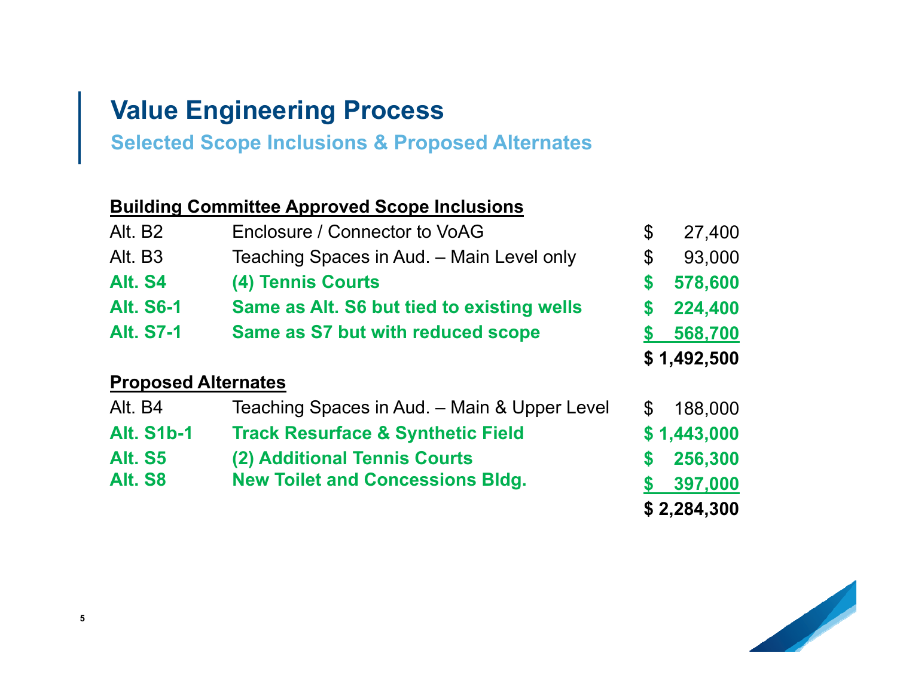# Value Engineering Process

## Selected Scope Inclusions & Proposed Alternates

**Building Committee Approved Scope Inclusions**

| | | |
|---|---|---|
| Alt. B2 | Enclosure / Connector to VoAG | $ 27,400 |
| Alt. B3 | Teaching Spaces in Aud. – Main Level only | $ 93,000 |
| **Alt. S4** | **(4) Tennis Courts** | **$ 578,600** |
| **Alt. S6-1** | **Same as Alt. S6 but tied to existing wells** | **$ 224,400** |
| **Alt. S7-1** | **Same as S7 but with reduced scope** | **$ 568,700** |
| | | **$ 1,492,500** |

**Proposed Alternates**

| | | |
|---|---|---|
| Alt. B4 | Teaching Spaces in Aud. – Main & Upper Level | $ 188,000 |
| **Alt. S1b-1** | **Track Resurface & Synthetic Field** | **$ 1,443,000** |
| **Alt. S5** | **(2) Additional Tennis Courts** | **$ 256,300** |
| **Alt. S8** | **New Toilet and Concessions Bldg.** | **$ 397,000** |
| | | **$ 2,284,300** |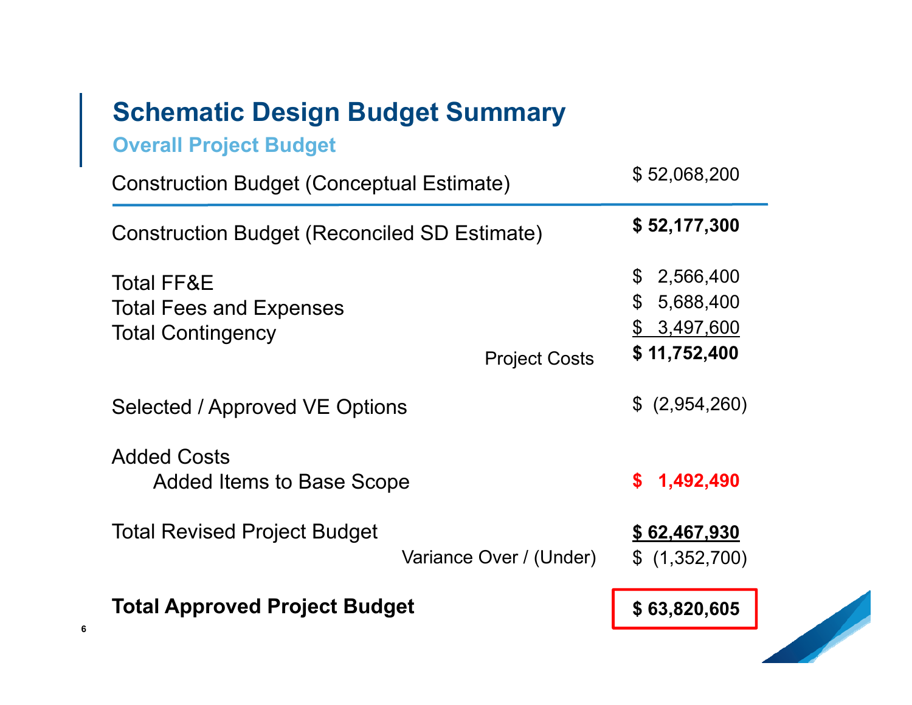# Schematic Design Budget Summary

## Overall Project Budget

| | | |
|---|---|---|
| Construction Budget (Conceptual Estimate) | | $ 52,068,200 |
| **Construction Budget (Reconciled SD Estimate)** | | **$ 52,177,300** |
| Total FF&E | | $ 2,566,400 |
| Total Fees and Expenses | | $ 5,688,400 |
| Total Contingency | | $ 3,497,600 |
| | Project Costs | **$ 11,752,400** |
| Selected / Approved VE Options | | $ (2,954,260) |
| Added Costs | | |
| Added Items to Base Scope | | **$ 1,492,490** |
| Total Revised Project Budget | | **$ 62,467,930** |
| | Variance Over / (Under) | $ (1,352,700) |
| **Total Approved Project Budget** | | **$ 63,820,605** |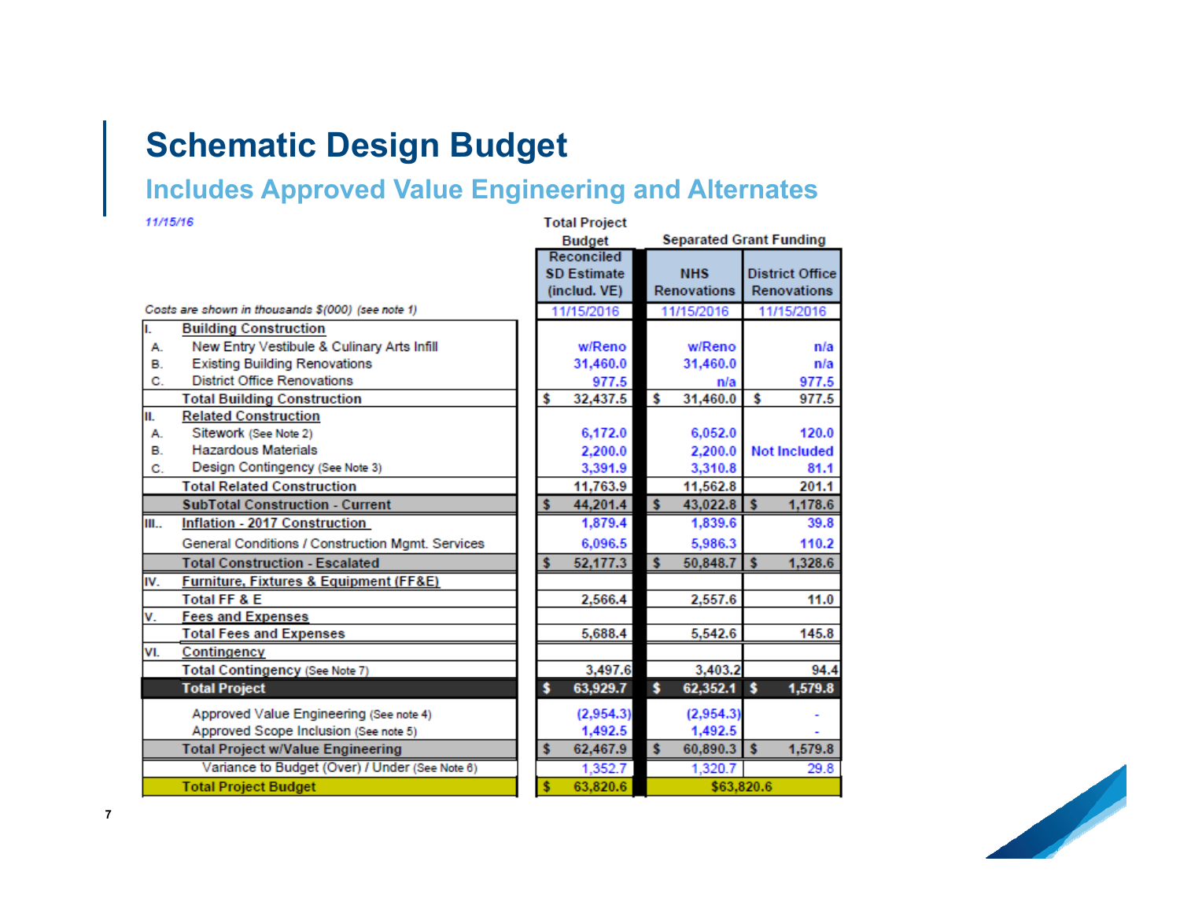# Schematic Design Budget

## Includes Approved Value Engineering and Alternates

*11/15/16*

| | | Total Project Budget | Separated Grant Funding | |
|---|---|---|---|---|
| | | Reconciled SD Estimate (includ. VE) | NHS Renovations | District Office Renovations |
| | *Costs are shown in thousands $(000) (see note 1)* | 11/15/2016 | 11/15/2016 | 11/15/2016 |
| I. | **Building Construction** | | | |
| A. | New Entry Vestibule & Culinary Arts Infill | w/Reno | w/Reno | n/a |
| B. | Existing Building Renovations | 31,460.0 | 31,460.0 | n/a |
| C. | District Office Renovations | 977.5 | n/a | 977.5 |
| | Total Building Construction | $ 32,437.5 | $ 31,460.0 | $ 977.5 |
| II. | **Related Construction** | | | |
| A. | Sitework (See Note 2) | 6,172.0 | 6,052.0 | 120.0 |
| B. | Hazardous Materials | 2,200.0 | 2,200.0 | Not Included |
| C. | Design Contingency (See Note 3) | 3,391.9 | 3,310.8 | 81.1 |
| | Total Related Construction | 11,763.9 | 11,562.8 | 201.1 |
| | **SubTotal Construction - Current** | $ 44,201.4 | $ 43,022.8 | $ 1,178.6 |
| III.. | **Inflation - 2017 Construction** | 1,879.4 | 1,839.6 | 39.8 |
| | General Conditions / Construction Mgmt. Services | 6,096.5 | 5,986.3 | 110.2 |
| | **Total Construction - Escalated** | $ 52,177.3 | $ 50,848.7 | $ 1,328.6 |
| IV. | **Furniture, Fixtures & Equipment (FF&E)** | | | |
| | Total FF & E | 2,566.4 | 2,557.6 | 11.0 |
| V. | **Fees and Expenses** | | | |
| | Total Fees and Expenses | 5,688.4 | 5,542.6 | 145.8 |
| VI. | **Contingency** | | | |
| | Total Contingency (See Note 7) | 3,497.6 | 3,403.2 | 94.4 |
| | **Total Project** | $ 63,929.7 | $ 62,352.1 | $ 1,579.8 |
| | Approved Value Engineering (See note 4) | (2,954.3) | (2,954.3) | - |
| | Approved Scope Inclusion (See note 5) | 1,492.5 | 1,492.5 | - |
| | **Total Project w/Value Engineering** | $ 62,467.9 | $ 60,890.3 | $ 1,579.8 |
| | Variance to Budget (Over) / Under (See Note 6) | 1,352.7 | 1,320.7 | 29.8 |
| | **Total Project Budget** | $ 63,820.6 | $63,820.6 | |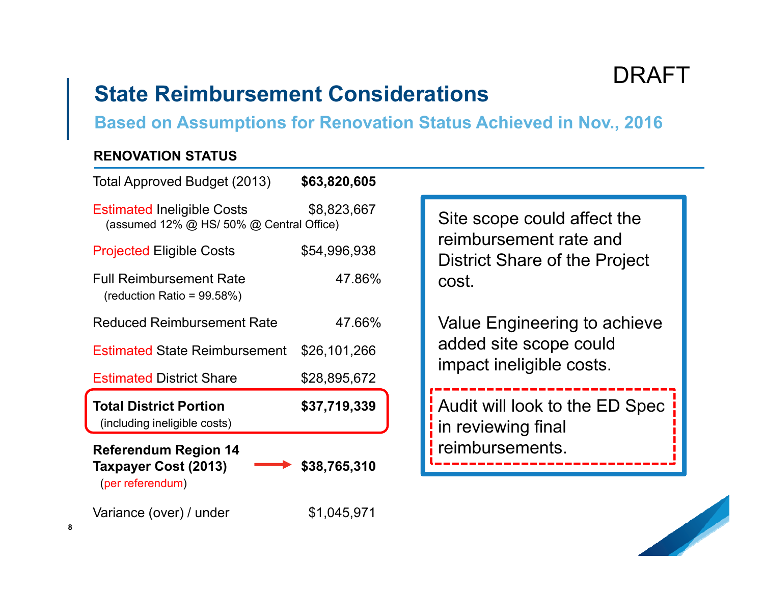DRAFT

# State Reimbursement Considerations

## Based on Assumptions for Renovation Status Achieved in Nov., 2016

**RENOVATION STATUS**

| | |
|---|---|
| Total Approved Budget (2013) | **$63,820,605** |
| Estimated Ineligible Costs<br>(assumed 12% @ HS/ 50% @ Central Office) | $8,823,667 |
| Projected Eligible Costs | $54,996,938 |
| Full Reimbursement Rate<br>(reduction Ratio = 99.58%) | 47.86% |
| Reduced Reimbursement Rate | 47.66% |
| Estimated State Reimbursement | $26,101,266 |
| Estimated District Share | $28,895,672 |
| **Total District Portion**<br>(including ineligible costs) | **$37,719,339** |
| **Referendum Region 14 Taxpayer Cost (2013)**<br>(per referendum) | **$38,765,310** |
| Variance (over) / under | $1,045,971 |

Site scope could affect the reimbursement rate and District Share of the Project cost.

Value Engineering to achieve added site scope could impact ineligible costs.

Audit will look to the ED Spec in reviewing final reimbursements.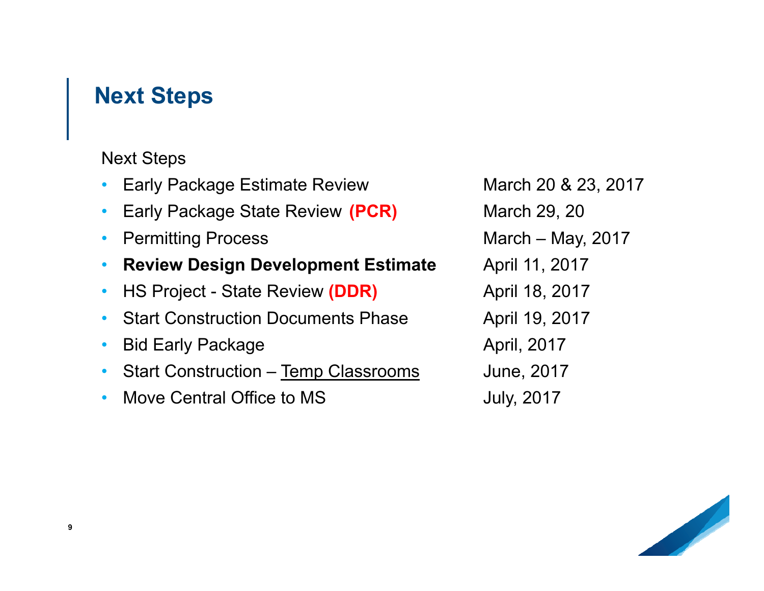## Next Steps

Next Steps

| | |
|---|---|
| Early Package Estimate Review | March 20 & 23, 2017 |
| Early Package State Review **(PCR)** | March 29, 20 |
| Permitting Process | March – May, 2017 |
| **Review Design Development Estimate** | April 11, 2017 |
| HS Project - State Review **(DDR)** | April 18, 2017 |
| Start Construction Documents Phase | April 19, 2017 |
| Bid Early Package | April, 2017 |
| Start Construction – Temp Classrooms | June, 2017 |
| Move Central Office to MS | July, 2017 |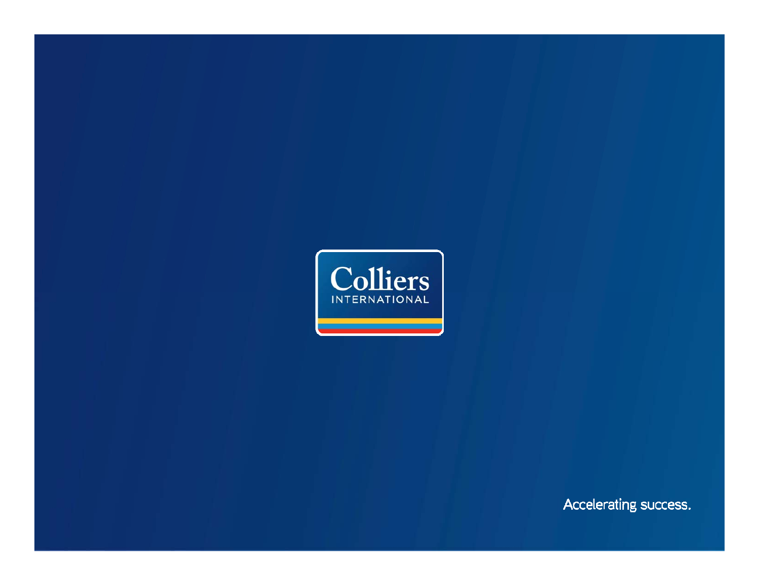Colliers
INTERNATIONAL

Accelerating success.